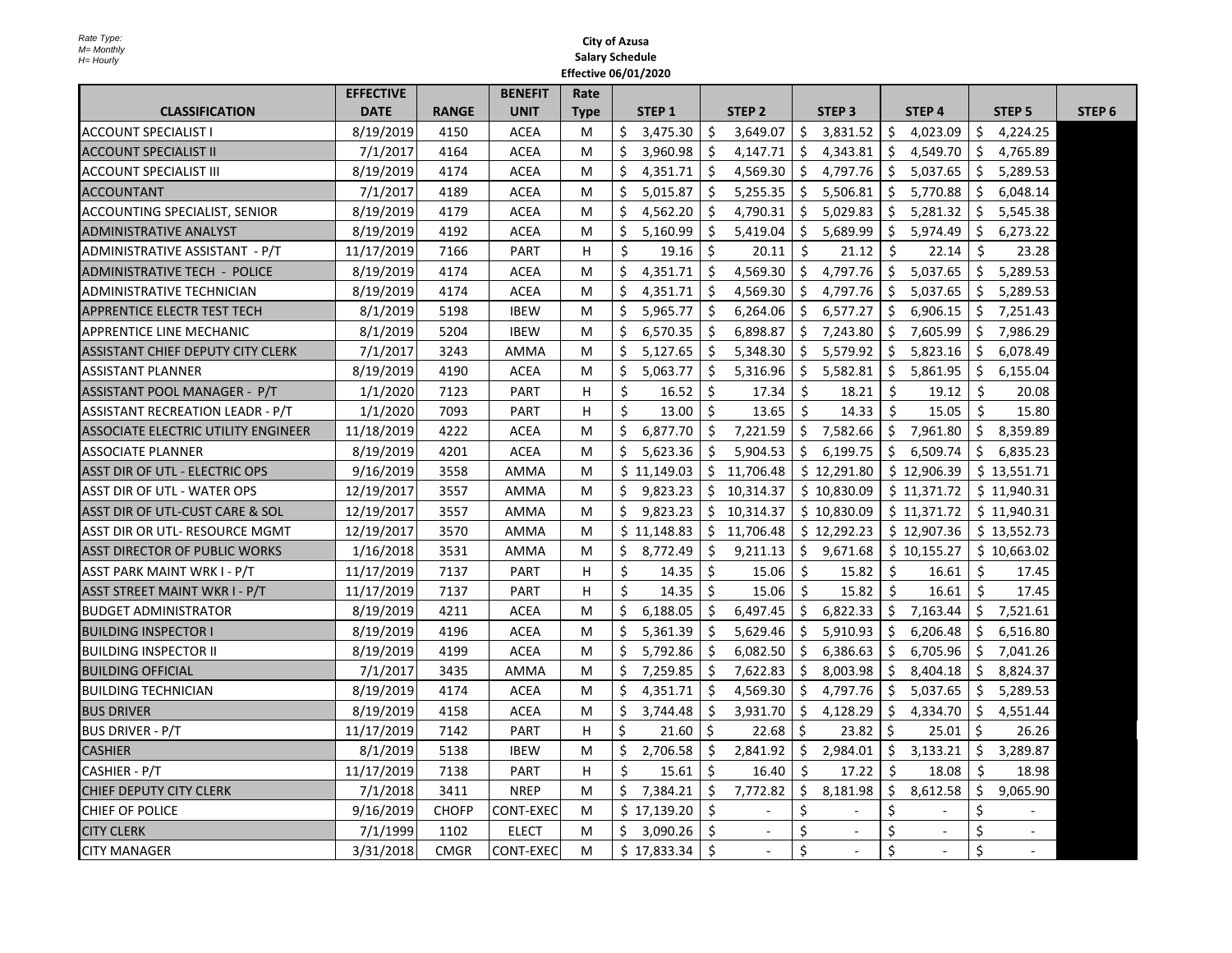Rate Type:
M= Monthly
H= Hourly

**City of Azusa**
**Salary Schedule**
**Effective 06/01/2020**

| CLASSIFICATION | EFFECTIVE DATE | RANGE | BENEFIT UNIT | Rate Type | STEP 1 | STEP 2 | STEP 3 | STEP 4 | STEP 5 | STEP 6 |
|---|---|---|---|---|---|---|---|---|---|---|
| ACCOUNT SPECIALIST I | 8/19/2019 | 4150 | ACEA | M | $ 3,475.30 | $ 3,649.07 | $ 3,831.52 | $ 4,023.09 | $ 4,224.25 | |
| ACCOUNT SPECIALIST II | 7/1/2017 | 4164 | ACEA | M | $ 3,960.98 | $ 4,147.71 | $ 4,343.81 | $ 4,549.70 | $ 4,765.89 | |
| ACCOUNT SPECIALIST III | 8/19/2019 | 4174 | ACEA | M | $ 4,351.71 | $ 4,569.30 | $ 4,797.76 | $ 5,037.65 | $ 5,289.53 | |
| ACCOUNTANT | 7/1/2017 | 4189 | ACEA | M | $ 5,015.87 | $ 5,255.35 | $ 5,506.81 | $ 5,770.88 | $ 6,048.14 | |
| ACCOUNTING SPECIALIST, SENIOR | 8/19/2019 | 4179 | ACEA | M | $ 4,562.20 | $ 4,790.31 | $ 5,029.83 | $ 5,281.32 | $ 5,545.38 | |
| ADMINISTRATIVE ANALYST | 8/19/2019 | 4192 | ACEA | M | $ 5,160.99 | $ 5,419.04 | $ 5,689.99 | $ 5,974.49 | $ 6,273.22 | |
| ADMINISTRATIVE ASSISTANT - P/T | 11/17/2019 | 7166 | PART | H | $ 19.16 | $ 20.11 | $ 21.12 | $ 22.14 | $ 23.28 | |
| ADMINISTRATIVE TECH - POLICE | 8/19/2019 | 4174 | ACEA | M | $ 4,351.71 | $ 4,569.30 | $ 4,797.76 | $ 5,037.65 | $ 5,289.53 | |
| ADMINISTRATIVE TECHNICIAN | 8/19/2019 | 4174 | ACEA | M | $ 4,351.71 | $ 4,569.30 | $ 4,797.76 | $ 5,037.65 | $ 5,289.53 | |
| APPRENTICE ELECTR TEST TECH | 8/1/2019 | 5198 | IBEW | M | $ 5,965.77 | $ 6,264.06 | $ 6,577.27 | $ 6,906.15 | $ 7,251.43 | |
| APPRENTICE LINE MECHANIC | 8/1/2019 | 5204 | IBEW | M | $ 6,570.35 | $ 6,898.87 | $ 7,243.80 | $ 7,605.99 | $ 7,986.29 | |
| ASSISTANT CHIEF DEPUTY CITY CLERK | 7/1/2017 | 3243 | AMMA | M | $ 5,127.65 | $ 5,348.30 | $ 5,579.92 | $ 5,823.16 | $ 6,078.49 | |
| ASSISTANT PLANNER | 8/19/2019 | 4190 | ACEA | M | $ 5,063.77 | $ 5,316.96 | $ 5,582.81 | $ 5,861.95 | $ 6,155.04 | |
| ASSISTANT POOL MANAGER - P/T | 1/1/2020 | 7123 | PART | H | $ 16.52 | $ 17.34 | $ 18.21 | $ 19.12 | $ 20.08 | |
| ASSISTANT RECREATION LEADR - P/T | 1/1/2020 | 7093 | PART | H | $ 13.00 | $ 13.65 | $ 14.33 | $ 15.05 | $ 15.80 | |
| ASSOCIATE ELECTRIC UTILITY ENGINEER | 11/18/2019 | 4222 | ACEA | M | $ 6,877.70 | $ 7,221.59 | $ 7,582.66 | $ 7,961.80 | $ 8,359.89 | |
| ASSOCIATE PLANNER | 8/19/2019 | 4201 | ACEA | M | $ 5,623.36 | $ 5,904.53 | $ 6,199.75 | $ 6,509.74 | $ 6,835.23 | |
| ASST DIR OF UTL - ELECTRIC OPS | 9/16/2019 | 3558 | AMMA | M | $ 11,149.03 | $ 11,706.48 | $ 12,291.80 | $ 12,906.39 | $ 13,551.71 | |
| ASST DIR OF UTL - WATER OPS | 12/19/2017 | 3557 | AMMA | M | $ 9,823.23 | $ 10,314.37 | $ 10,830.09 | $ 11,371.72 | $ 11,940.31 | |
| ASST DIR OF UTL-CUST CARE & SOL | 12/19/2017 | 3557 | AMMA | M | $ 9,823.23 | $ 10,314.37 | $ 10,830.09 | $ 11,371.72 | $ 11,940.31 | |
| ASST DIR OR UTL- RESOURCE MGMT | 12/19/2017 | 3570 | AMMA | M | $ 11,148.83 | $ 11,706.48 | $ 12,292.23 | $ 12,907.36 | $ 13,552.73 | |
| ASST DIRECTOR OF PUBLIC WORKS | 1/16/2018 | 3531 | AMMA | M | $ 8,772.49 | $ 9,211.13 | $ 9,671.68 | $ 10,155.27 | $ 10,663.02 | |
| ASST PARK MAINT WRK I - P/T | 11/17/2019 | 7137 | PART | H | $ 14.35 | $ 15.06 | $ 15.82 | $ 16.61 | $ 17.45 | |
| ASST STREET MAINT WKR I - P/T | 11/17/2019 | 7137 | PART | H | $ 14.35 | $ 15.06 | $ 15.82 | $ 16.61 | $ 17.45 | |
| BUDGET ADMINISTRATOR | 8/19/2019 | 4211 | ACEA | M | $ 6,188.05 | $ 6,497.45 | $ 6,822.33 | $ 7,163.44 | $ 7,521.61 | |
| BUILDING INSPECTOR I | 8/19/2019 | 4196 | ACEA | M | $ 5,361.39 | $ 5,629.46 | $ 5,910.93 | $ 6,206.48 | $ 6,516.80 | |
| BUILDING INSPECTOR II | 8/19/2019 | 4199 | ACEA | M | $ 5,792.86 | $ 6,082.50 | $ 6,386.63 | $ 6,705.96 | $ 7,041.26 | |
| BUILDING OFFICIAL | 7/1/2017 | 3435 | AMMA | M | $ 7,259.85 | $ 7,622.83 | $ 8,003.98 | $ 8,404.18 | $ 8,824.37 | |
| BUILDING TECHNICIAN | 8/19/2019 | 4174 | ACEA | M | $ 4,351.71 | $ 4,569.30 | $ 4,797.76 | $ 5,037.65 | $ 5,289.53 | |
| BUS DRIVER | 8/19/2019 | 4158 | ACEA | M | $ 3,744.48 | $ 3,931.70 | $ 4,128.29 | $ 4,334.70 | $ 4,551.44 | |
| BUS DRIVER - P/T | 11/17/2019 | 7142 | PART | H | $ 21.60 | $ 22.68 | $ 23.82 | $ 25.01 | $ 26.26 | |
| CASHIER | 8/1/2019 | 5138 | IBEW | M | $ 2,706.58 | $ 2,841.92 | $ 2,984.01 | $ 3,133.21 | $ 3,289.87 | |
| CASHIER - P/T | 11/17/2019 | 7138 | PART | H | $ 15.61 | $ 16.40 | $ 17.22 | $ 18.08 | $ 18.98 | |
| CHIEF DEPUTY CITY CLERK | 7/1/2018 | 3411 | NREP | M | $ 7,384.21 | $ 7,772.82 | $ 8,181.98 | $ 8,612.58 | $ 9,065.90 | |
| CHIEF OF POLICE | 9/16/2019 | CHOFP | CONT-EXEC | M | $ 17,139.20 | $ - | $ - | $ - | $ - | |
| CITY CLERK | 7/1/1999 | 1102 | ELECT | M | $ 3,090.26 | $ - | $ - | $ - | $ - | |
| CITY MANAGER | 3/31/2018 | CMGR | CONT-EXEC | M | $ 17,833.34 | $ - | $ - | $ - | $ - | |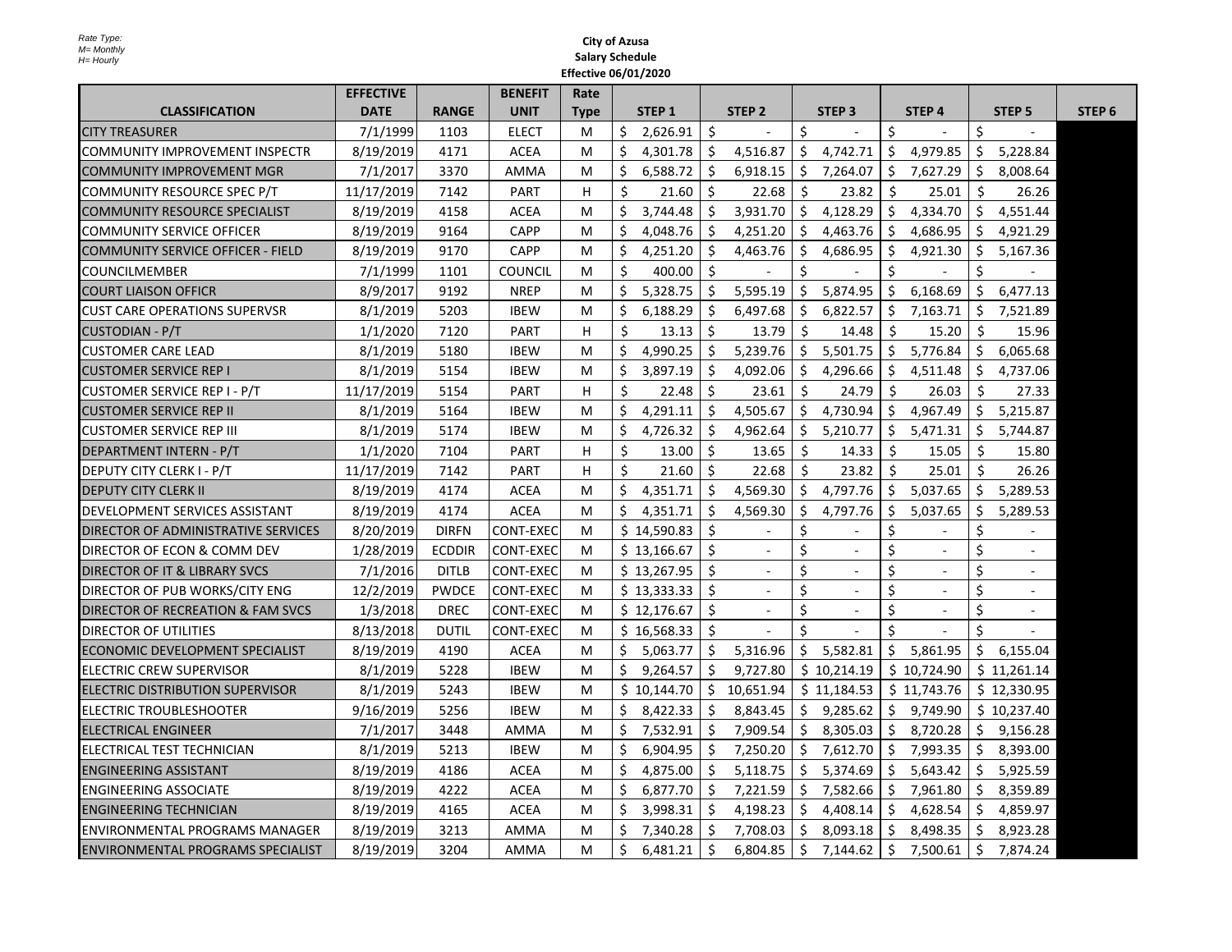Rate Type:
M= Monthly
H= Hourly

**City of Azusa**
**Salary Schedule**
**Effective 06/01/2020**

| CLASSIFICATION | EFFECTIVE DATE | RANGE | BENEFIT UNIT | Rate Type | STEP 1 | STEP 2 | STEP 3 | STEP 4 | STEP 5 | STEP 6 |
|---|---|---|---|---|---|---|---|---|---|---|
| CITY TREASURER | 7/1/1999 | 1103 | ELECT | M | $ 2,626.91 | $ - | $ - | $ - | $ - | |
| COMMUNITY IMPROVEMENT INSPECTR | 8/19/2019 | 4171 | ACEA | M | $ 4,301.78 | $ 4,516.87 | $ 4,742.71 | $ 4,979.85 | $ 5,228.84 | |
| COMMUNITY IMPROVEMENT MGR | 7/1/2017 | 3370 | AMMA | M | $ 6,588.72 | $ 6,918.15 | $ 7,264.07 | $ 7,627.29 | $ 8,008.64 | |
| COMMUNITY RESOURCE SPEC P/T | 11/17/2019 | 7142 | PART | H | $ 21.60 | $ 22.68 | $ 23.82 | $ 25.01 | $ 26.26 | |
| COMMUNITY RESOURCE SPECIALIST | 8/19/2019 | 4158 | ACEA | M | $ 3,744.48 | $ 3,931.70 | $ 4,128.29 | $ 4,334.70 | $ 4,551.44 | |
| COMMUNITY SERVICE OFFICER | 8/19/2019 | 9164 | CAPP | M | $ 4,048.76 | $ 4,251.20 | $ 4,463.76 | $ 4,686.95 | $ 4,921.29 | |
| COMMUNITY SERVICE OFFICER - FIELD | 8/19/2019 | 9170 | CAPP | M | $ 4,251.20 | $ 4,463.76 | $ 4,686.95 | $ 4,921.30 | $ 5,167.36 | |
| COUNCILMEMBER | 7/1/1999 | 1101 | COUNCIL | M | $ 400.00 | $ - | $ - | $ - | $ - | |
| COURT LIAISON OFFICR | 8/9/2017 | 9192 | NREP | M | $ 5,328.75 | $ 5,595.19 | $ 5,874.95 | $ 6,168.69 | $ 6,477.13 | |
| CUST CARE OPERATIONS SUPERVSR | 8/1/2019 | 5203 | IBEW | M | $ 6,188.29 | $ 6,497.68 | $ 6,822.57 | $ 7,163.71 | $ 7,521.89 | |
| CUSTODIAN - P/T | 1/1/2020 | 7120 | PART | H | $ 13.13 | $ 13.79 | $ 14.48 | $ 15.20 | $ 15.96 | |
| CUSTOMER CARE LEAD | 8/1/2019 | 5180 | IBEW | M | $ 4,990.25 | $ 5,239.76 | $ 5,501.75 | $ 5,776.84 | $ 6,065.68 | |
| CUSTOMER SERVICE REP I | 8/1/2019 | 5154 | IBEW | M | $ 3,897.19 | $ 4,092.06 | $ 4,296.66 | $ 4,511.48 | $ 4,737.06 | |
| CUSTOMER SERVICE REP I - P/T | 11/17/2019 | 5154 | PART | H | $ 22.48 | $ 23.61 | $ 24.79 | $ 26.03 | $ 27.33 | |
| CUSTOMER SERVICE REP II | 8/1/2019 | 5164 | IBEW | M | $ 4,291.11 | $ 4,505.67 | $ 4,730.94 | $ 4,967.49 | $ 5,215.87 | |
| CUSTOMER SERVICE REP III | 8/1/2019 | 5174 | IBEW | M | $ 4,726.32 | $ 4,962.64 | $ 5,210.77 | $ 5,471.31 | $ 5,744.87 | |
| DEPARTMENT INTERN - P/T | 1/1/2020 | 7104 | PART | H | $ 13.00 | $ 13.65 | $ 14.33 | $ 15.05 | $ 15.80 | |
| DEPUTY CITY CLERK I - P/T | 11/17/2019 | 7142 | PART | H | $ 21.60 | $ 22.68 | $ 23.82 | $ 25.01 | $ 26.26 | |
| DEPUTY CITY CLERK II | 8/19/2019 | 4174 | ACEA | M | $ 4,351.71 | $ 4,569.30 | $ 4,797.76 | $ 5,037.65 | $ 5,289.53 | |
| DEVELOPMENT SERVICES ASSISTANT | 8/19/2019 | 4174 | ACEA | M | $ 4,351.71 | $ 4,569.30 | $ 4,797.76 | $ 5,037.65 | $ 5,289.53 | |
| DIRECTOR OF ADMINISTRATIVE SERVICES | 8/20/2019 | DIRFN | CONT-EXEC | M | $ 14,590.83 | $ - | $ - | $ - | $ - | |
| DIRECTOR OF ECON & COMM DEV | 1/28/2019 | ECDDIR | CONT-EXEC | M | $ 13,166.67 | $ - | $ - | $ - | $ - | |
| DIRECTOR OF IT & LIBRARY SVCS | 7/1/2016 | DITLB | CONT-EXEC | M | $ 13,267.95 | $ - | $ - | $ - | $ - | |
| DIRECTOR OF PUB WORKS/CITY ENG | 12/2/2019 | PWDCE | CONT-EXEC | M | $ 13,333.33 | $ - | $ - | $ - | $ - | |
| DIRECTOR OF RECREATION & FAM SVCS | 1/3/2018 | DREC | CONT-EXEC | M | $ 12,176.67 | $ - | $ - | $ - | $ - | |
| DIRECTOR OF UTILITIES | 8/13/2018 | DUTIL | CONT-EXEC | M | $ 16,568.33 | $ - | $ - | $ - | $ - | |
| ECONOMIC DEVELOPMENT SPECIALIST | 8/19/2019 | 4190 | ACEA | M | $ 5,063.77 | $ 5,316.96 | $ 5,582.81 | $ 5,861.95 | $ 6,155.04 | |
| ELECTRIC CREW SUPERVISOR | 8/1/2019 | 5228 | IBEW | M | $ 9,264.57 | $ 9,727.80 | $ 10,214.19 | $ 10,724.90 | $ 11,261.14 | |
| ELECTRIC DISTRIBUTION SUPERVISOR | 8/1/2019 | 5243 | IBEW | M | $ 10,144.70 | $ 10,651.94 | $ 11,184.53 | $ 11,743.76 | $ 12,330.95 | |
| ELECTRIC TROUBLESHOOTER | 9/16/2019 | 5256 | IBEW | M | $ 8,422.33 | $ 8,843.45 | $ 9,285.62 | $ 9,749.90 | $ 10,237.40 | |
| ELECTRICAL ENGINEER | 7/1/2017 | 3448 | AMMA | M | $ 7,532.91 | $ 7,909.54 | $ 8,305.03 | $ 8,720.28 | $ 9,156.28 | |
| ELECTRICAL TEST TECHNICIAN | 8/1/2019 | 5213 | IBEW | M | $ 6,904.95 | $ 7,250.20 | $ 7,612.70 | $ 7,993.35 | $ 8,393.00 | |
| ENGINEERING ASSISTANT | 8/19/2019 | 4186 | ACEA | M | $ 4,875.00 | $ 5,118.75 | $ 5,374.69 | $ 5,643.42 | $ 5,925.59 | |
| ENGINEERING ASSOCIATE | 8/19/2019 | 4222 | ACEA | M | $ 6,877.70 | $ 7,221.59 | $ 7,582.66 | $ 7,961.80 | $ 8,359.89 | |
| ENGINEERING TECHNICIAN | 8/19/2019 | 4165 | ACEA | M | $ 3,998.31 | $ 4,198.23 | $ 4,408.14 | $ 4,628.54 | $ 4,859.97 | |
| ENVIRONMENTAL PROGRAMS MANAGER | 8/19/2019 | 3213 | AMMA | M | $ 7,340.28 | $ 7,708.03 | $ 8,093.18 | $ 8,498.35 | $ 8,923.28 | |
| ENVIRONMENTAL PROGRAMS SPECIALIST | 8/19/2019 | 3204 | AMMA | M | $ 6,481.21 | $ 6,804.85 | $ 7,144.62 | $ 7,500.61 | $ 7,874.24 | |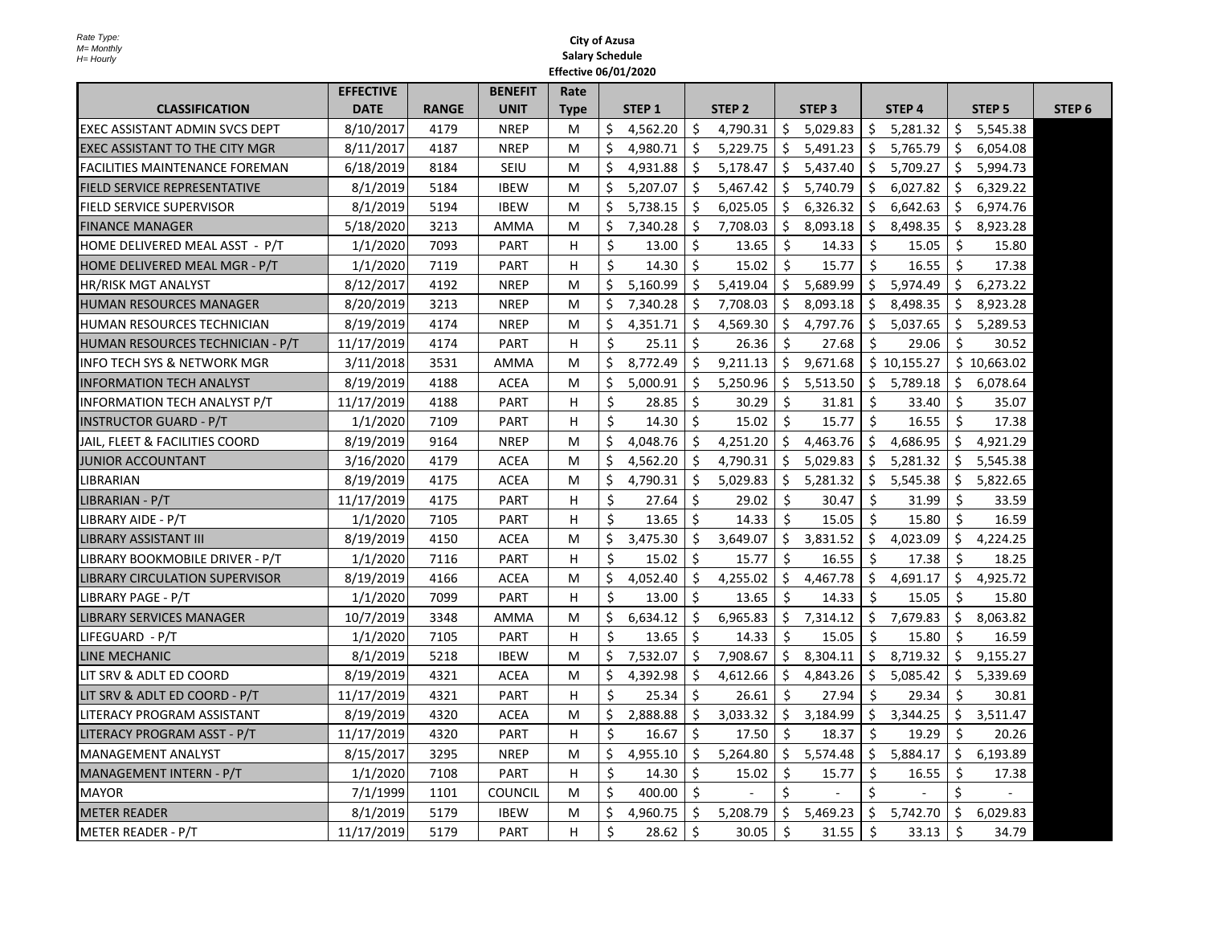Rate Type:
M= Monthly
H= Hourly

**City of Azusa**
**Salary Schedule**
**Effective 06/01/2020**

| CLASSIFICATION | EFFECTIVE DATE | RANGE | BENEFIT UNIT | Rate Type | STEP 1 | STEP 2 | STEP 3 | STEP 4 | STEP 5 | STEP 6 |
|---|---|---|---|---|---|---|---|---|---|---|
| EXEC ASSISTANT ADMIN SVCS DEPT | 8/10/2017 | 4179 | NREP | M | $ 4,562.20 | $ 4,790.31 | $ 5,029.83 | $ 5,281.32 | $ 5,545.38 | |
| EXEC ASSISTANT TO THE CITY MGR | 8/11/2017 | 4187 | NREP | M | $ 4,980.71 | $ 5,229.75 | $ 5,491.23 | $ 5,765.79 | $ 6,054.08 | |
| FACILITIES MAINTENANCE FOREMAN | 6/18/2019 | 8184 | SEIU | M | $ 4,931.88 | $ 5,178.47 | $ 5,437.40 | $ 5,709.27 | $ 5,994.73 | |
| FIELD SERVICE REPRESENTATIVE | 8/1/2019 | 5184 | IBEW | M | $ 5,207.07 | $ 5,467.42 | $ 5,740.79 | $ 6,027.82 | $ 6,329.22 | |
| FIELD SERVICE SUPERVISOR | 8/1/2019 | 5194 | IBEW | M | $ 5,738.15 | $ 6,025.05 | $ 6,326.32 | $ 6,642.63 | $ 6,974.76 | |
| FINANCE MANAGER | 5/18/2020 | 3213 | AMMA | M | $ 7,340.28 | $ 7,708.03 | $ 8,093.18 | $ 8,498.35 | $ 8,923.28 | |
| HOME DELIVERED MEAL ASST - P/T | 1/1/2020 | 7093 | PART | H | $ 13.00 | $ 13.65 | $ 14.33 | $ 15.05 | $ 15.80 | |
| HOME DELIVERED MEAL MGR - P/T | 1/1/2020 | 7119 | PART | H | $ 14.30 | $ 15.02 | $ 15.77 | $ 16.55 | $ 17.38 | |
| HR/RISK MGT ANALYST | 8/12/2017 | 4192 | NREP | M | $ 5,160.99 | $ 5,419.04 | $ 5,689.99 | $ 5,974.49 | $ 6,273.22 | |
| HUMAN RESOURCES MANAGER | 8/20/2019 | 3213 | NREP | M | $ 7,340.28 | $ 7,708.03 | $ 8,093.18 | $ 8,498.35 | $ 8,923.28 | |
| HUMAN RESOURCES TECHNICIAN | 8/19/2019 | 4174 | NREP | M | $ 4,351.71 | $ 4,569.30 | $ 4,797.76 | $ 5,037.65 | $ 5,289.53 | |
| HUMAN RESOURCES TECHNICIAN - P/T | 11/17/2019 | 4174 | PART | H | $ 25.11 | $ 26.36 | $ 27.68 | $ 29.06 | $ 30.52 | |
| INFO TECH SYS & NETWORK MGR | 3/11/2018 | 3531 | AMMA | M | $ 8,772.49 | $ 9,211.13 | $ 9,671.68 | $ 10,155.27 | $ 10,663.02 | |
| INFORMATION TECH ANALYST | 8/19/2019 | 4188 | ACEA | M | $ 5,000.91 | $ 5,250.96 | $ 5,513.50 | $ 5,789.18 | $ 6,078.64 | |
| INFORMATION TECH ANALYST P/T | 11/17/2019 | 4188 | PART | H | $ 28.85 | $ 30.29 | $ 31.81 | $ 33.40 | $ 35.07 | |
| INSTRUCTOR GUARD - P/T | 1/1/2020 | 7109 | PART | H | $ 14.30 | $ 15.02 | $ 15.77 | $ 16.55 | $ 17.38 | |
| JAIL, FLEET & FACILITIES COORD | 8/19/2019 | 9164 | NREP | M | $ 4,048.76 | $ 4,251.20 | $ 4,463.76 | $ 4,686.95 | $ 4,921.29 | |
| JUNIOR ACCOUNTANT | 3/16/2020 | 4179 | ACEA | M | $ 4,562.20 | $ 4,790.31 | $ 5,029.83 | $ 5,281.32 | $ 5,545.38 | |
| LIBRARIAN | 8/19/2019 | 4175 | ACEA | M | $ 4,790.31 | $ 5,029.83 | $ 5,281.32 | $ 5,545.38 | $ 5,822.65 | |
| LIBRARIAN - P/T | 11/17/2019 | 4175 | PART | H | $ 27.64 | $ 29.02 | $ 30.47 | $ 31.99 | $ 33.59 | |
| LIBRARY AIDE - P/T | 1/1/2020 | 7105 | PART | H | $ 13.65 | $ 14.33 | $ 15.05 | $ 15.80 | $ 16.59 | |
| LIBRARY ASSISTANT III | 8/19/2019 | 4150 | ACEA | M | $ 3,475.30 | $ 3,649.07 | $ 3,831.52 | $ 4,023.09 | $ 4,224.25 | |
| LIBRARY BOOKMOBILE DRIVER - P/T | 1/1/2020 | 7116 | PART | H | $ 15.02 | $ 15.77 | $ 16.55 | $ 17.38 | $ 18.25 | |
| LIBRARY CIRCULATION SUPERVISOR | 8/19/2019 | 4166 | ACEA | M | $ 4,052.40 | $ 4,255.02 | $ 4,467.78 | $ 4,691.17 | $ 4,925.72 | |
| LIBRARY PAGE - P/T | 1/1/2020 | 7099 | PART | H | $ 13.00 | $ 13.65 | $ 14.33 | $ 15.05 | $ 15.80 | |
| LIBRARY SERVICES MANAGER | 10/7/2019 | 3348 | AMMA | M | $ 6,634.12 | $ 6,965.83 | $ 7,314.12 | $ 7,679.83 | $ 8,063.82 | |
| LIFEGUARD - P/T | 1/1/2020 | 7105 | PART | H | $ 13.65 | $ 14.33 | $ 15.05 | $ 15.80 | $ 16.59 | |
| LINE MECHANIC | 8/1/2019 | 5218 | IBEW | M | $ 7,532.07 | $ 7,908.67 | $ 8,304.11 | $ 8,719.32 | $ 9,155.27 | |
| LIT SRV & ADLT ED COORD | 8/19/2019 | 4321 | ACEA | M | $ 4,392.98 | $ 4,612.66 | $ 4,843.26 | $ 5,085.42 | $ 5,339.69 | |
| LIT SRV & ADLT ED COORD - P/T | 11/17/2019 | 4321 | PART | H | $ 25.34 | $ 26.61 | $ 27.94 | $ 29.34 | $ 30.81 | |
| LITERACY PROGRAM ASSISTANT | 8/19/2019 | 4320 | ACEA | M | $ 2,888.88 | $ 3,033.32 | $ 3,184.99 | $ 3,344.25 | $ 3,511.47 | |
| LITERACY PROGRAM ASST - P/T | 11/17/2019 | 4320 | PART | H | $ 16.67 | $ 17.50 | $ 18.37 | $ 19.29 | $ 20.26 | |
| MANAGEMENT ANALYST | 8/15/2017 | 3295 | NREP | M | $ 4,955.10 | $ 5,264.80 | $ 5,574.48 | $ 5,884.17 | $ 6,193.89 | |
| MANAGEMENT INTERN - P/T | 1/1/2020 | 7108 | PART | H | $ 14.30 | $ 15.02 | $ 15.77 | $ 16.55 | $ 17.38 | |
| MAYOR | 7/1/1999 | 1101 | COUNCIL | M | $ 400.00 | $ - | $ - | $ - | $ - | |
| METER READER | 8/1/2019 | 5179 | IBEW | M | $ 4,960.75 | $ 5,208.79 | $ 5,469.23 | $ 5,742.70 | $ 6,029.83 | |
| METER READER - P/T | 11/17/2019 | 5179 | PART | H | $ 28.62 | $ 30.05 | $ 31.55 | $ 33.13 | $ 34.79 | |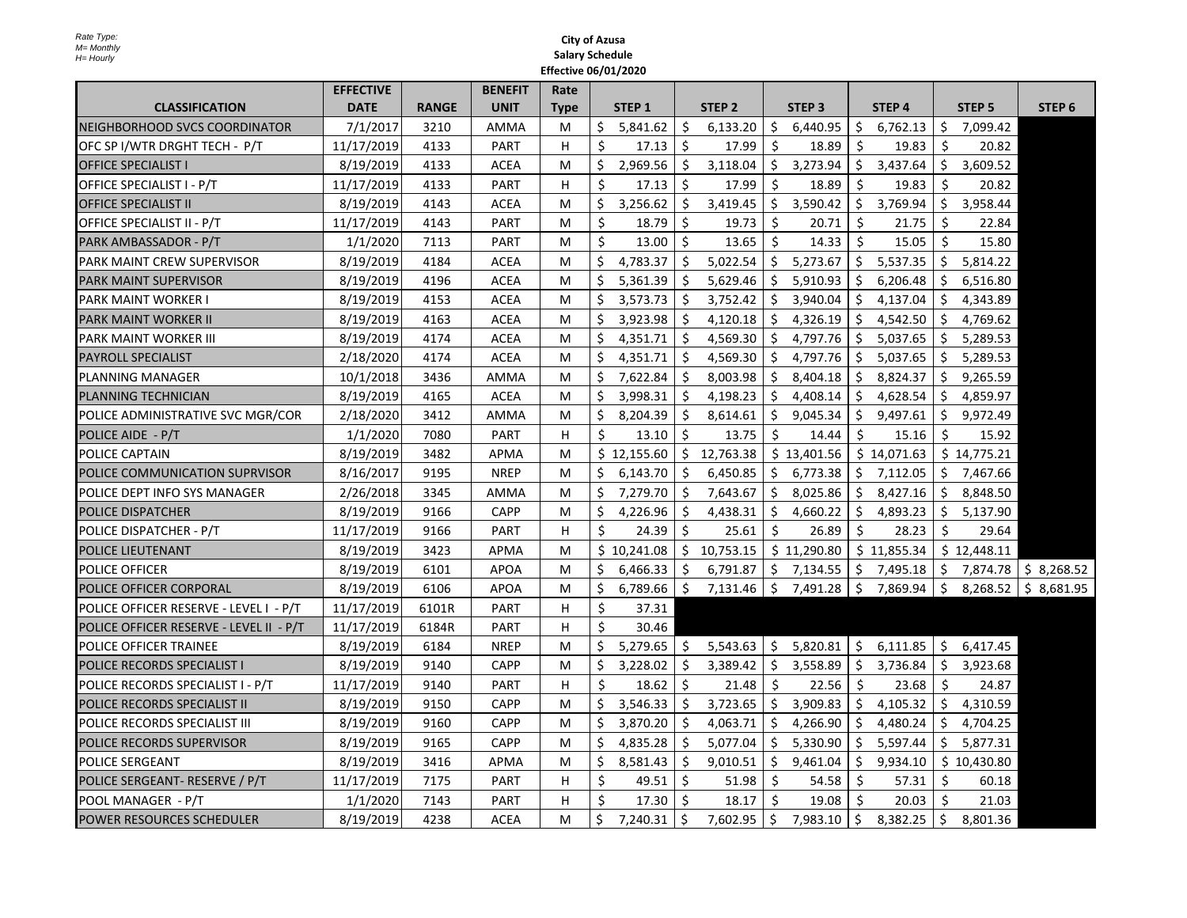Rate Type:
M= Monthly
H= Hourly

**City of Azusa**
**Salary Schedule**
**Effective 06/01/2020**

| CLASSIFICATION | EFFECTIVE DATE | RANGE | BENEFIT UNIT | Rate Type | STEP 1 | STEP 2 | STEP 3 | STEP 4 | STEP 5 | STEP 6 |
|---|---|---|---|---|---|---|---|---|---|---|
| NEIGHBORHOOD SVCS COORDINATOR | 7/1/2017 | 3210 | AMMA | M | $ 5,841.62 | $ 6,133.20 | $ 6,440.95 | $ 6,762.13 | $ 7,099.42 | |
| OFC SP I/WTR DRGHT TECH - P/T | 11/17/2019 | 4133 | PART | H | $ 17.13 | $ 17.99 | $ 18.89 | $ 19.83 | $ 20.82 | |
| OFFICE SPECIALIST I | 8/19/2019 | 4133 | ACEA | M | $ 2,969.56 | $ 3,118.04 | $ 3,273.94 | $ 3,437.64 | $ 3,609.52 | |
| OFFICE SPECIALIST I - P/T | 11/17/2019 | 4133 | PART | H | $ 17.13 | $ 17.99 | $ 18.89 | $ 19.83 | $ 20.82 | |
| OFFICE SPECIALIST II | 8/19/2019 | 4143 | ACEA | M | $ 3,256.62 | $ 3,419.45 | $ 3,590.42 | $ 3,769.94 | $ 3,958.44 | |
| OFFICE SPECIALIST II - P/T | 11/17/2019 | 4143 | PART | M | $ 18.79 | $ 19.73 | $ 20.71 | $ 21.75 | $ 22.84 | |
| PARK AMBASSADOR - P/T | 1/1/2020 | 7113 | PART | M | $ 13.00 | $ 13.65 | $ 14.33 | $ 15.05 | $ 15.80 | |
| PARK MAINT CREW SUPERVISOR | 8/19/2019 | 4184 | ACEA | M | $ 4,783.37 | $ 5,022.54 | $ 5,273.67 | $ 5,537.35 | $ 5,814.22 | |
| PARK MAINT SUPERVISOR | 8/19/2019 | 4196 | ACEA | M | $ 5,361.39 | $ 5,629.46 | $ 5,910.93 | $ 6,206.48 | $ 6,516.80 | |
| PARK MAINT WORKER I | 8/19/2019 | 4153 | ACEA | M | $ 3,573.73 | $ 3,752.42 | $ 3,940.04 | $ 4,137.04 | $ 4,343.89 | |
| PARK MAINT WORKER II | 8/19/2019 | 4163 | ACEA | M | $ 3,923.98 | $ 4,120.18 | $ 4,326.19 | $ 4,542.50 | $ 4,769.62 | |
| PARK MAINT WORKER III | 8/19/2019 | 4174 | ACEA | M | $ 4,351.71 | $ 4,569.30 | $ 4,797.76 | $ 5,037.65 | $ 5,289.53 | |
| PAYROLL SPECIALIST | 2/18/2020 | 4174 | ACEA | M | $ 4,351.71 | $ 4,569.30 | $ 4,797.76 | $ 5,037.65 | $ 5,289.53 | |
| PLANNING MANAGER | 10/1/2018 | 3436 | AMMA | M | $ 7,622.84 | $ 8,003.98 | $ 8,404.18 | $ 8,824.37 | $ 9,265.59 | |
| PLANNING TECHNICIAN | 8/19/2019 | 4165 | ACEA | M | $ 3,998.31 | $ 4,198.23 | $ 4,408.14 | $ 4,628.54 | $ 4,859.97 | |
| POLICE ADMINISTRATIVE SVC MGR/COR | 2/18/2020 | 3412 | AMMA | M | $ 8,204.39 | $ 8,614.61 | $ 9,045.34 | $ 9,497.61 | $ 9,972.49 | |
| POLICE AIDE - P/T | 1/1/2020 | 7080 | PART | H | $ 13.10 | $ 13.75 | $ 14.44 | $ 15.16 | $ 15.92 | |
| POLICE CAPTAIN | 8/19/2019 | 3482 | APMA | M | $ 12,155.60 | $ 12,763.38 | $ 13,401.56 | $ 14,071.63 | $ 14,775.21 | |
| POLICE COMMUNICATION SUPRVISOR | 8/16/2017 | 9195 | NREP | M | $ 6,143.70 | $ 6,450.85 | $ 6,773.38 | $ 7,112.05 | $ 7,467.66 | |
| POLICE DEPT INFO SYS MANAGER | 2/26/2018 | 3345 | AMMA | M | $ 7,279.70 | $ 7,643.67 | $ 8,025.86 | $ 8,427.16 | $ 8,848.50 | |
| POLICE DISPATCHER | 8/19/2019 | 9166 | CAPP | M | $ 4,226.96 | $ 4,438.31 | $ 4,660.22 | $ 4,893.23 | $ 5,137.90 | |
| POLICE DISPATCHER - P/T | 11/17/2019 | 9166 | PART | H | $ 24.39 | $ 25.61 | $ 26.89 | $ 28.23 | $ 29.64 | |
| POLICE LIEUTENANT | 8/19/2019 | 3423 | APMA | M | $ 10,241.08 | $ 10,753.15 | $ 11,290.80 | $ 11,855.34 | $ 12,448.11 | |
| POLICE OFFICER | 8/19/2019 | 6101 | APOA | M | $ 6,466.33 | $ 6,791.87 | $ 7,134.55 | $ 7,495.18 | $ 7,874.78 | $ 8,268.52 |
| POLICE OFFICER CORPORAL | 8/19/2019 | 6106 | APOA | M | $ 6,789.66 | $ 7,131.46 | $ 7,491.28 | $ 7,869.94 | $ 8,268.52 | $ 8,681.95 |
| POLICE OFFICER RESERVE - LEVEL I - P/T | 11/17/2019 | 6101R | PART | H | $ 37.31 | | | | | |
| POLICE OFFICER RESERVE - LEVEL II - P/T | 11/17/2019 | 6184R | PART | H | $ 30.46 | | | | | |
| POLICE OFFICER TRAINEE | 8/19/2019 | 6184 | NREP | M | $ 5,279.65 | $ 5,543.63 | $ 5,820.81 | $ 6,111.85 | $ 6,417.45 | |
| POLICE RECORDS SPECIALIST I | 8/19/2019 | 9140 | CAPP | M | $ 3,228.02 | $ 3,389.42 | $ 3,558.89 | $ 3,736.84 | $ 3,923.68 | |
| POLICE RECORDS SPECIALIST I - P/T | 11/17/2019 | 9140 | PART | H | $ 18.62 | $ 21.48 | $ 22.56 | $ 23.68 | $ 24.87 | |
| POLICE RECORDS SPECIALIST II | 8/19/2019 | 9150 | CAPP | M | $ 3,546.33 | $ 3,723.65 | $ 3,909.83 | $ 4,105.32 | $ 4,310.59 | |
| POLICE RECORDS SPECIALIST III | 8/19/2019 | 9160 | CAPP | M | $ 3,870.20 | $ 4,063.71 | $ 4,266.90 | $ 4,480.24 | $ 4,704.25 | |
| POLICE RECORDS SUPERVISOR | 8/19/2019 | 9165 | CAPP | M | $ 4,835.28 | $ 5,077.04 | $ 5,330.90 | $ 5,597.44 | $ 5,877.31 | |
| POLICE SERGEANT | 8/19/2019 | 3416 | APMA | M | $ 8,581.43 | $ 9,010.51 | $ 9,461.04 | $ 9,934.10 | $ 10,430.80 | |
| POLICE SERGEANT- RESERVE / P/T | 11/17/2019 | 7175 | PART | H | $ 49.51 | $ 51.98 | $ 54.58 | $ 57.31 | $ 60.18 | |
| POOL MANAGER - P/T | 1/1/2020 | 7143 | PART | H | $ 17.30 | $ 18.17 | $ 19.08 | $ 20.03 | $ 21.03 | |
| POWER RESOURCES SCHEDULER | 8/19/2019 | 4238 | ACEA | M | $ 7,240.31 | $ 7,602.95 | $ 7,983.10 | $ 8,382.25 | $ 8,801.36 | |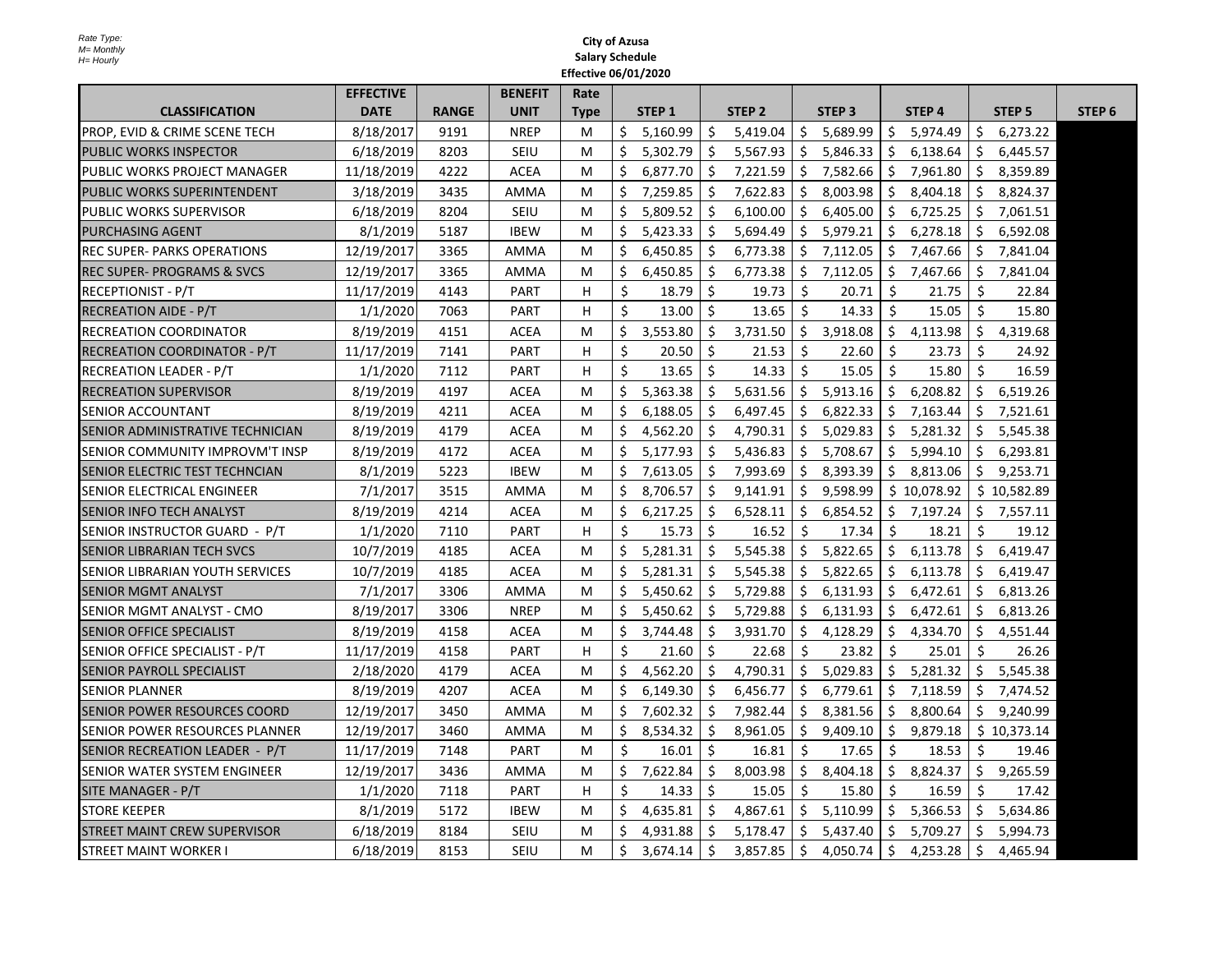Rate Type:
M= Monthly
H= Hourly

**City of Azusa**
**Salary Schedule**
**Effective 06/01/2020**

| CLASSIFICATION | EFFECTIVE DATE | RANGE | BENEFIT UNIT | Rate Type | STEP 1 | STEP 2 | STEP 3 | STEP 4 | STEP 5 | STEP 6 |
|---|---|---|---|---|---|---|---|---|---|---|
| PROP, EVID & CRIME SCENE TECH | 8/18/2017 | 9191 | NREP | M | $ 5,160.99 | $ 5,419.04 | $ 5,689.99 | $ 5,974.49 | $ 6,273.22 | |
| PUBLIC WORKS INSPECTOR | 6/18/2019 | 8203 | SEIU | M | $ 5,302.79 | $ 5,567.93 | $ 5,846.33 | $ 6,138.64 | $ 6,445.57 | |
| PUBLIC WORKS PROJECT MANAGER | 11/18/2019 | 4222 | ACEA | M | $ 6,877.70 | $ 7,221.59 | $ 7,582.66 | $ 7,961.80 | $ 8,359.89 | |
| PUBLIC WORKS SUPERINTENDENT | 3/18/2019 | 3435 | AMMA | M | $ 7,259.85 | $ 7,622.83 | $ 8,003.98 | $ 8,404.18 | $ 8,824.37 | |
| PUBLIC WORKS SUPERVISOR | 6/18/2019 | 8204 | SEIU | M | $ 5,809.52 | $ 6,100.00 | $ 6,405.00 | $ 6,725.25 | $ 7,061.51 | |
| PURCHASING AGENT | 8/1/2019 | 5187 | IBEW | M | $ 5,423.33 | $ 5,694.49 | $ 5,979.21 | $ 6,278.18 | $ 6,592.08 | |
| REC SUPER- PARKS OPERATIONS | 12/19/2017 | 3365 | AMMA | M | $ 6,450.85 | $ 6,773.38 | $ 7,112.05 | $ 7,467.66 | $ 7,841.04 | |
| REC SUPER- PROGRAMS & SVCS | 12/19/2017 | 3365 | AMMA | M | $ 6,450.85 | $ 6,773.38 | $ 7,112.05 | $ 7,467.66 | $ 7,841.04 | |
| RECEPTIONIST - P/T | 11/17/2019 | 4143 | PART | H | $ 18.79 | $ 19.73 | $ 20.71 | $ 21.75 | $ 22.84 | |
| RECREATION AIDE - P/T | 1/1/2020 | 7063 | PART | H | $ 13.00 | $ 13.65 | $ 14.33 | $ 15.05 | $ 15.80 | |
| RECREATION COORDINATOR | 8/19/2019 | 4151 | ACEA | M | $ 3,553.80 | $ 3,731.50 | $ 3,918.08 | $ 4,113.98 | $ 4,319.68 | |
| RECREATION COORDINATOR - P/T | 11/17/2019 | 7141 | PART | H | $ 20.50 | $ 21.53 | $ 22.60 | $ 23.73 | $ 24.92 | |
| RECREATION LEADER - P/T | 1/1/2020 | 7112 | PART | H | $ 13.65 | $ 14.33 | $ 15.05 | $ 15.80 | $ 16.59 | |
| RECREATION SUPERVISOR | 8/19/2019 | 4197 | ACEA | M | $ 5,363.38 | $ 5,631.56 | $ 5,913.16 | $ 6,208.82 | $ 6,519.26 | |
| SENIOR ACCOUNTANT | 8/19/2019 | 4211 | ACEA | M | $ 6,188.05 | $ 6,497.45 | $ 6,822.33 | $ 7,163.44 | $ 7,521.61 | |
| SENIOR ADMINISTRATIVE TECHNICIAN | 8/19/2019 | 4179 | ACEA | M | $ 4,562.20 | $ 4,790.31 | $ 5,029.83 | $ 5,281.32 | $ 5,545.38 | |
| SENIOR COMMUNITY IMPROVM'T INSP | 8/19/2019 | 4172 | ACEA | M | $ 5,177.93 | $ 5,436.83 | $ 5,708.67 | $ 5,994.10 | $ 6,293.81 | |
| SENIOR ELECTRIC TEST TECHNCIAN | 8/1/2019 | 5223 | IBEW | M | $ 7,613.05 | $ 7,993.69 | $ 8,393.39 | $ 8,813.06 | $ 9,253.71 | |
| SENIOR ELECTRICAL ENGINEER | 7/1/2017 | 3515 | AMMA | M | $ 8,706.57 | $ 9,141.91 | $ 9,598.99 | $ 10,078.92 | $ 10,582.89 | |
| SENIOR INFO TECH ANALYST | 8/19/2019 | 4214 | ACEA | M | $ 6,217.25 | $ 6,528.11 | $ 6,854.52 | $ 7,197.24 | $ 7,557.11 | |
| SENIOR INSTRUCTOR GUARD - P/T | 1/1/2020 | 7110 | PART | H | $ 15.73 | $ 16.52 | $ 17.34 | $ 18.21 | $ 19.12 | |
| SENIOR LIBRARIAN TECH SVCS | 10/7/2019 | 4185 | ACEA | M | $ 5,281.31 | $ 5,545.38 | $ 5,822.65 | $ 6,113.78 | $ 6,419.47 | |
| SENIOR LIBRARIAN YOUTH SERVICES | 10/7/2019 | 4185 | ACEA | M | $ 5,281.31 | $ 5,545.38 | $ 5,822.65 | $ 6,113.78 | $ 6,419.47 | |
| SENIOR MGMT ANALYST | 7/1/2017 | 3306 | AMMA | M | $ 5,450.62 | $ 5,729.88 | $ 6,131.93 | $ 6,472.61 | $ 6,813.26 | |
| SENIOR MGMT ANALYST - CMO | 8/19/2017 | 3306 | NREP | M | $ 5,450.62 | $ 5,729.88 | $ 6,131.93 | $ 6,472.61 | $ 6,813.26 | |
| SENIOR OFFICE SPECIALIST | 8/19/2019 | 4158 | ACEA | M | $ 3,744.48 | $ 3,931.70 | $ 4,128.29 | $ 4,334.70 | $ 4,551.44 | |
| SENIOR OFFICE SPECIALIST - P/T | 11/17/2019 | 4158 | PART | H | $ 21.60 | $ 22.68 | $ 23.82 | $ 25.01 | $ 26.26 | |
| SENIOR PAYROLL SPECIALIST | 2/18/2020 | 4179 | ACEA | M | $ 4,562.20 | $ 4,790.31 | $ 5,029.83 | $ 5,281.32 | $ 5,545.38 | |
| SENIOR PLANNER | 8/19/2019 | 4207 | ACEA | M | $ 6,149.30 | $ 6,456.77 | $ 6,779.61 | $ 7,118.59 | $ 7,474.52 | |
| SENIOR POWER RESOURCES COORD | 12/19/2017 | 3450 | AMMA | M | $ 7,602.32 | $ 7,982.44 | $ 8,381.56 | $ 8,800.64 | $ 9,240.99 | |
| SENIOR POWER RESOURCES PLANNER | 12/19/2017 | 3460 | AMMA | M | $ 8,534.32 | $ 8,961.05 | $ 9,409.10 | $ 9,879.18 | $ 10,373.14 | |
| SENIOR RECREATION LEADER - P/T | 11/17/2019 | 7148 | PART | M | $ 16.01 | $ 16.81 | $ 17.65 | $ 18.53 | $ 19.46 | |
| SENIOR WATER SYSTEM ENGINEER | 12/19/2017 | 3436 | AMMA | M | $ 7,622.84 | $ 8,003.98 | $ 8,404.18 | $ 8,824.37 | $ 9,265.59 | |
| SITE MANAGER - P/T | 1/1/2020 | 7118 | PART | H | $ 14.33 | $ 15.05 | $ 15.80 | $ 16.59 | $ 17.42 | |
| STORE KEEPER | 8/1/2019 | 5172 | IBEW | M | $ 4,635.81 | $ 4,867.61 | $ 5,110.99 | $ 5,366.53 | $ 5,634.86 | |
| STREET MAINT CREW SUPERVISOR | 6/18/2019 | 8184 | SEIU | M | $ 4,931.88 | $ 5,178.47 | $ 5,437.40 | $ 5,709.27 | $ 5,994.73 | |
| STREET MAINT WORKER I | 6/18/2019 | 8153 | SEIU | M | $ 3,674.14 | $ 3,857.85 | $ 4,050.74 | $ 4,253.28 | $ 4,465.94 | |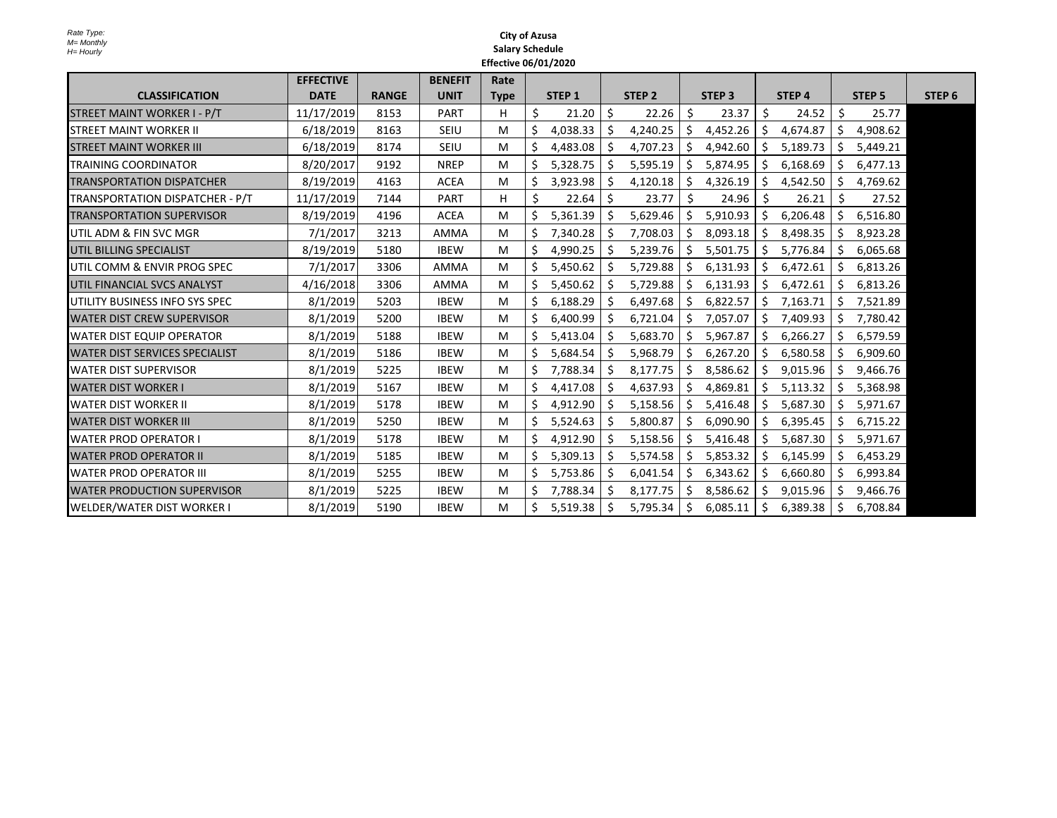Rate Type:
M= Monthly
H= Hourly

**City of Azusa**
**Salary Schedule**
**Effective 06/01/2020**

| CLASSIFICATION | EFFECTIVE DATE | RANGE | BENEFIT UNIT | Rate Type | STEP 1 | STEP 2 | STEP 3 | STEP 4 | STEP 5 | STEP 6 |
|---|---|---|---|---|---|---|---|---|---|---|
| STREET MAINT WORKER I - P/T | 11/17/2019 | 8153 | PART | H | $ 21.20 | $ 22.26 | $ 23.37 | $ 24.52 | $ 25.77 | |
| STREET MAINT WORKER II | 6/18/2019 | 8163 | SEIU | M | $ 4,038.33 | $ 4,240.25 | $ 4,452.26 | $ 4,674.87 | $ 4,908.62 | |
| STREET MAINT WORKER III | 6/18/2019 | 8174 | SEIU | M | $ 4,483.08 | $ 4,707.23 | $ 4,942.60 | $ 5,189.73 | $ 5,449.21 | |
| TRAINING COORDINATOR | 8/20/2017 | 9192 | NREP | M | $ 5,328.75 | $ 5,595.19 | $ 5,874.95 | $ 6,168.69 | $ 6,477.13 | |
| TRANSPORTATION DISPATCHER | 8/19/2019 | 4163 | ACEA | M | $ 3,923.98 | $ 4,120.18 | $ 4,326.19 | $ 4,542.50 | $ 4,769.62 | |
| TRANSPORTATION DISPATCHER - P/T | 11/17/2019 | 7144 | PART | H | $ 22.64 | $ 23.77 | $ 24.96 | $ 26.21 | $ 27.52 | |
| TRANSPORTATION SUPERVISOR | 8/19/2019 | 4196 | ACEA | M | $ 5,361.39 | $ 5,629.46 | $ 5,910.93 | $ 6,206.48 | $ 6,516.80 | |
| UTIL ADM & FIN SVC MGR | 7/1/2017 | 3213 | AMMA | M | $ 7,340.28 | $ 7,708.03 | $ 8,093.18 | $ 8,498.35 | $ 8,923.28 | |
| UTIL BILLING SPECIALIST | 8/19/2019 | 5180 | IBEW | M | $ 4,990.25 | $ 5,239.76 | $ 5,501.75 | $ 5,776.84 | $ 6,065.68 | |
| UTIL COMM & ENVIR PROG SPEC | 7/1/2017 | 3306 | AMMA | M | $ 5,450.62 | $ 5,729.88 | $ 6,131.93 | $ 6,472.61 | $ 6,813.26 | |
| UTIL FINANCIAL SVCS ANALYST | 4/16/2018 | 3306 | AMMA | M | $ 5,450.62 | $ 5,729.88 | $ 6,131.93 | $ 6,472.61 | $ 6,813.26 | |
| UTILITY BUSINESS INFO SYS SPEC | 8/1/2019 | 5203 | IBEW | M | $ 6,188.29 | $ 6,497.68 | $ 6,822.57 | $ 7,163.71 | $ 7,521.89 | |
| WATER DIST CREW SUPERVISOR | 8/1/2019 | 5200 | IBEW | M | $ 6,400.99 | $ 6,721.04 | $ 7,057.07 | $ 7,409.93 | $ 7,780.42 | |
| WATER DIST EQUIP OPERATOR | 8/1/2019 | 5188 | IBEW | M | $ 5,413.04 | $ 5,683.70 | $ 5,967.87 | $ 6,266.27 | $ 6,579.59 | |
| WATER DIST SERVICES SPECIALIST | 8/1/2019 | 5186 | IBEW | M | $ 5,684.54 | $ 5,968.79 | $ 6,267.20 | $ 6,580.58 | $ 6,909.60 | |
| WATER DIST SUPERVISOR | 8/1/2019 | 5225 | IBEW | M | $ 7,788.34 | $ 8,177.75 | $ 8,586.62 | $ 9,015.96 | $ 9,466.76 | |
| WATER DIST WORKER I | 8/1/2019 | 5167 | IBEW | M | $ 4,417.08 | $ 4,637.93 | $ 4,869.81 | $ 5,113.32 | $ 5,368.98 | |
| WATER DIST WORKER II | 8/1/2019 | 5178 | IBEW | M | $ 4,912.90 | $ 5,158.56 | $ 5,416.48 | $ 5,687.30 | $ 5,971.67 | |
| WATER DIST WORKER III | 8/1/2019 | 5250 | IBEW | M | $ 5,524.63 | $ 5,800.87 | $ 6,090.90 | $ 6,395.45 | $ 6,715.22 | |
| WATER PROD OPERATOR I | 8/1/2019 | 5178 | IBEW | M | $ 4,912.90 | $ 5,158.56 | $ 5,416.48 | $ 5,687.30 | $ 5,971.67 | |
| WATER PROD OPERATOR II | 8/1/2019 | 5185 | IBEW | M | $ 5,309.13 | $ 5,574.58 | $ 5,853.32 | $ 6,145.99 | $ 6,453.29 | |
| WATER PROD OPERATOR III | 8/1/2019 | 5255 | IBEW | M | $ 5,753.86 | $ 6,041.54 | $ 6,343.62 | $ 6,660.80 | $ 6,993.84 | |
| WATER PRODUCTION SUPERVISOR | 8/1/2019 | 5225 | IBEW | M | $ 7,788.34 | $ 8,177.75 | $ 8,586.62 | $ 9,015.96 | $ 9,466.76 | |
| WELDER/WATER DIST WORKER I | 8/1/2019 | 5190 | IBEW | M | $ 5,519.38 | $ 5,795.34 | $ 6,085.11 | $ 6,389.38 | $ 6,708.84 | |